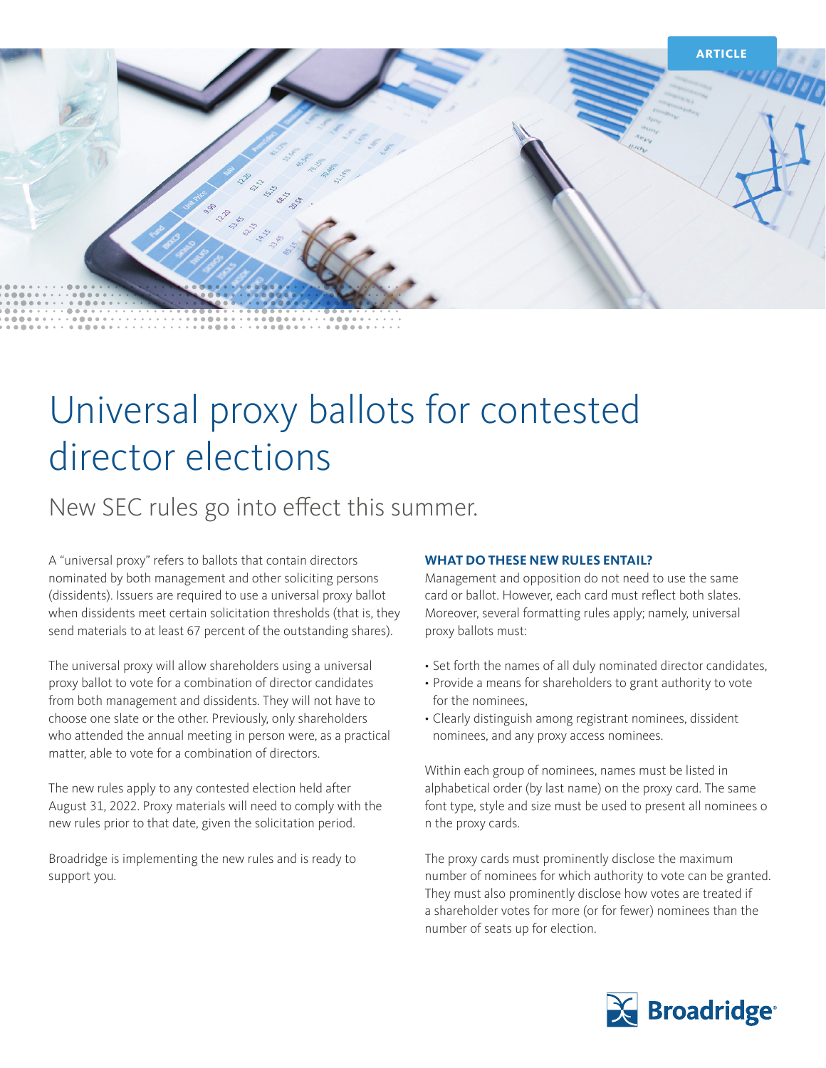ARTICLE

# Universal proxy ballots for contested director elections

## New SEC rules go into effect this summer.

A "universal proxy" refers to ballots that contain directors nominated by both management and other soliciting persons (dissidents). Issuers are required to use a universal proxy ballot when dissidents meet certain solicitation thresholds (that is, they send materials to at least 67 percent of the outstanding shares).

The universal proxy will allow shareholders using a universal proxy ballot to vote for a combination of director candidates from both management and dissidents. They will not have to choose one slate or the other. Previously, only shareholders who attended the annual meeting in person were, as a practical matter, able to vote for a combination of directors.

The new rules apply to any contested election held after August 31, 2022. Proxy materials will need to comply with the new rules prior to that date, given the solicitation period.

Broadridge is implementing the new rules and is ready to support you.

### WHAT DO THESE NEW RULES ENTAIL?

Management and opposition do not need to use the same card or ballot. However, each card must reflect both slates. Moreover, several formatting rules apply; namely, universal proxy ballots must:

- Set forth the names of all duly nominated director candidates,
- Provide a means for shareholders to grant authority to vote for the nominees,
- Clearly distinguish among registrant nominees, dissident nominees, and any proxy access nominees.

Within each group of nominees, names must be listed in alphabetical order (by last name) on the proxy card. The same font type, style and size must be used to present all nominees o n the proxy cards.

The proxy cards must prominently disclose the maximum number of nominees for which authority to vote can be granted. They must also prominently disclose how votes are treated if a shareholder votes for more (or for fewer) nominees than the number of seats up for election.

Broadridge®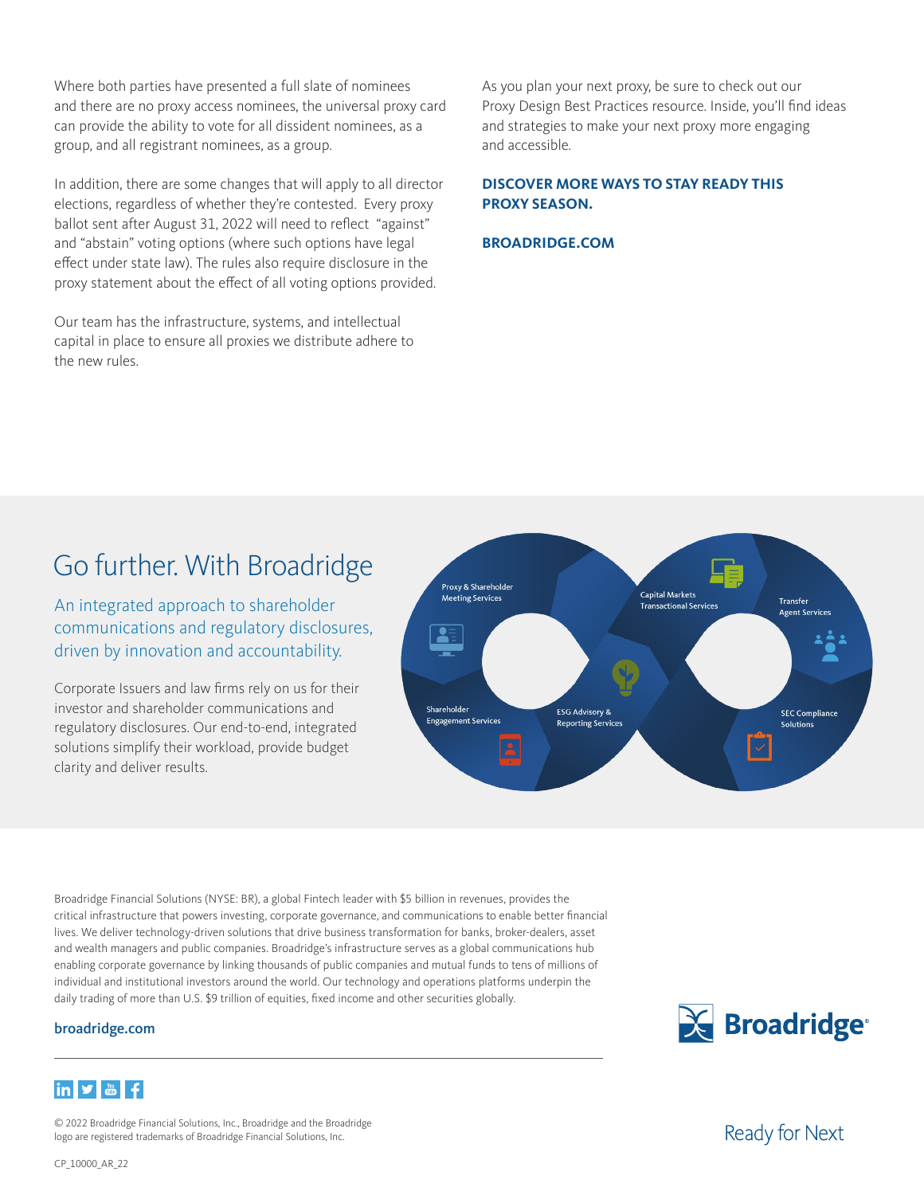Where both parties have presented a full slate of nominees and there are no proxy access nominees, the universal proxy card can provide the ability to vote for all dissident nominees, as a group, and all registrant nominees, as a group.

In addition, there are some changes that will apply to all director elections, regardless of whether they're contested. Every proxy ballot sent after August 31, 2022 will need to reflect "against" and "abstain" voting options (where such options have legal effect under state law). The rules also require disclosure in the proxy statement about the effect of all voting options provided.

Our team has the infrastructure, systems, and intellectual capital in place to ensure all proxies we distribute adhere to the new rules.

As you plan your next proxy, be sure to check out our Proxy Design Best Practices resource. Inside, you'll find ideas and strategies to make your next proxy more engaging and accessible.

**DISCOVER MORE WAYS TO STAY READY THIS PROXY SEASON.**

**BROADRIDGE.COM**

## Go further. With Broadridge

An integrated approach to shareholder communications and regulatory disclosures, driven by innovation and accountability.

Corporate Issuers and law firms rely on us for their investor and shareholder communications and regulatory disclosures. Our end-to-end, integrated solutions simplify their workload, provide budget clarity and deliver results.

Proxy & Shareholder Meeting Services

Capital Markets Transactional Services

Transfer Agent Services

Shareholder Engagement Services

ESG Advisory & Reporting Services

SEC Compliance Solutions

Broadridge Financial Solutions (NYSE: BR), a global Fintech leader with $5 billion in revenues, provides the critical infrastructure that powers investing, corporate governance, and communications to enable better financial lives. We deliver technology-driven solutions that drive business transformation for banks, broker-dealers, asset and wealth managers and public companies. Broadridge's infrastructure serves as a global communications hub enabling corporate governance by linking thousands of public companies and mutual funds to tens of millions of individual and institutional investors around the world. Our technology and operations platforms underpin the daily trading of more than U.S. $9 trillion of equities, fixed income and other securities globally.

broadridge.com

Broadridge

Ready for Next

© 2022 Broadridge Financial Solutions, Inc., Broadridge and the Broadridge logo are registered trademarks of Broadridge Financial Solutions, Inc.

CP_10000_AR_22